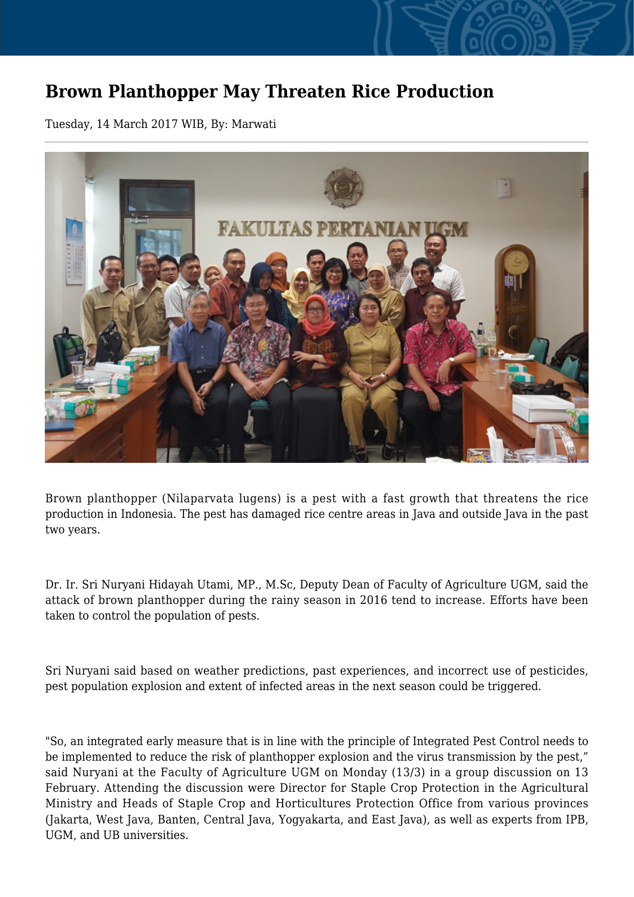# Brown Planthopper May Threaten Rice Production

Tuesday, 14 March 2017 WIB, By: Marwati

Brown planthopper (Nilaparvata lugens) is a pest with a fast growth that threatens the rice production in Indonesia. The pest has damaged rice centre areas in Java and outside Java in the past two years.

Dr. Ir. Sri Nuryani Hidayah Utami, MP., M.Sc, Deputy Dean of Faculty of Agriculture UGM, said the attack of brown planthopper during the rainy season in 2016 tend to increase. Efforts have been taken to control the population of pests.

Sri Nuryani said based on weather predictions, past experiences, and incorrect use of pesticides, pest population explosion and extent of infected areas in the next season could be triggered.

"So, an integrated early measure that is in line with the principle of Integrated Pest Control needs to be implemented to reduce the risk of planthopper explosion and the virus transmission by the pest," said Nuryani at the Faculty of Agriculture UGM on Monday (13/3) in a group discussion on 13 February. Attending the discussion were Director for Staple Crop Protection in the Agricultural Ministry and Heads of Staple Crop and Horticultures Protection Office from various provinces (Jakarta, West Java, Banten, Central Java, Yogyakarta, and East Java), as well as experts from IPB, UGM, and UB universities.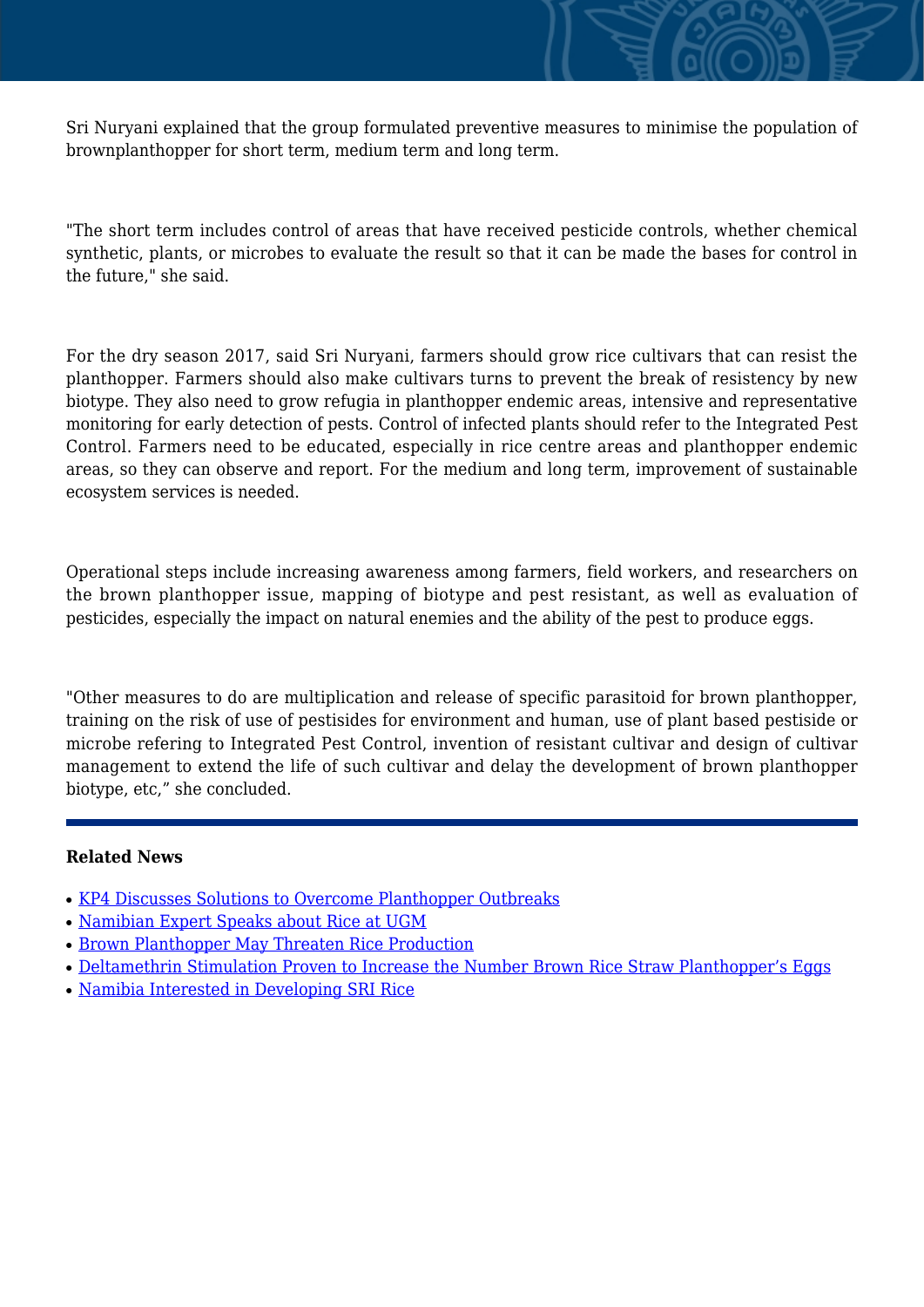Sri Nuryani explained that the group formulated preventive measures to minimise the population of brownplanthopper for short term, medium term and long term.

"The short term includes control of areas that have received pesticide controls, whether chemical synthetic, plants, or microbes to evaluate the result so that it can be made the bases for control in the future," she said.

For the dry season 2017, said Sri Nuryani, farmers should grow rice cultivars that can resist the planthopper. Farmers should also make cultivars turns to prevent the break of resistency by new biotype. They also need to grow refugia in planthopper endemic areas, intensive and representative monitoring for early detection of pests. Control of infected plants should refer to the Integrated Pest Control. Farmers need to be educated, especially in rice centre areas and planthopper endemic areas, so they can observe and report. For the medium and long term, improvement of sustainable ecosystem services is needed.

Operational steps include increasing awareness among farmers, field workers, and researchers on the brown planthopper issue, mapping of biotype and pest resistant, as well as evaluation of pesticides, especially the impact on natural enemies and the ability of the pest to produce eggs.

"Other measures to do are multiplication and release of specific parasitoid for brown planthopper, training on the risk of use of pestisides for environment and human, use of plant based pestiside or microbe refering to Integrated Pest Control, invention of resistant cultivar and design of cultivar management to extend the life of such cultivar and delay the development of brown planthopper biotype, etc," she concluded.

---

**Related News**

- KP4 Discusses Solutions to Overcome Planthopper Outbreaks
- Namibian Expert Speaks about Rice at UGM
- Brown Planthopper May Threaten Rice Production
- Deltamethrin Stimulation Proven to Increase the Number Brown Rice Straw Planthopper's Eggs
- Namibia Interested in Developing SRI Rice